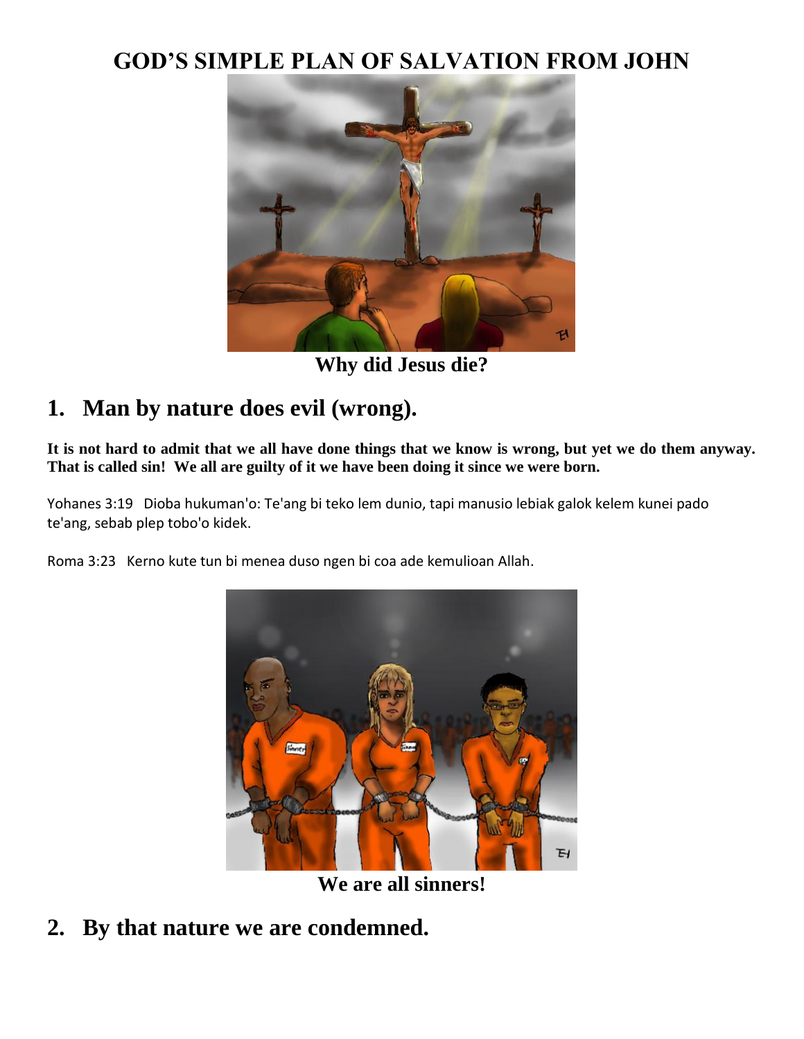# GOD'S SIMPLE PLAN OF SALVATION FROM JOHN

Why did Jesus die?

## 1. Man by nature does evil (wrong).

**It is not hard to admit that we all have done things that we know is wrong, but yet we do them anyway. That is called sin! We all are guilty of it we have been doing it since we were born.**

Yohanes 3:19 Dioba hukuman'o: Te'ang bi teko lem dunio, tapi manusio lebiak galok kelem kunei pado te'ang, sebab plep tobo'o kidek.

Roma 3:23 Kerno kute tun bi menea duso ngen bi coa ade kemulioan Allah.

We are all sinners!

## 2. By that nature we are condemned.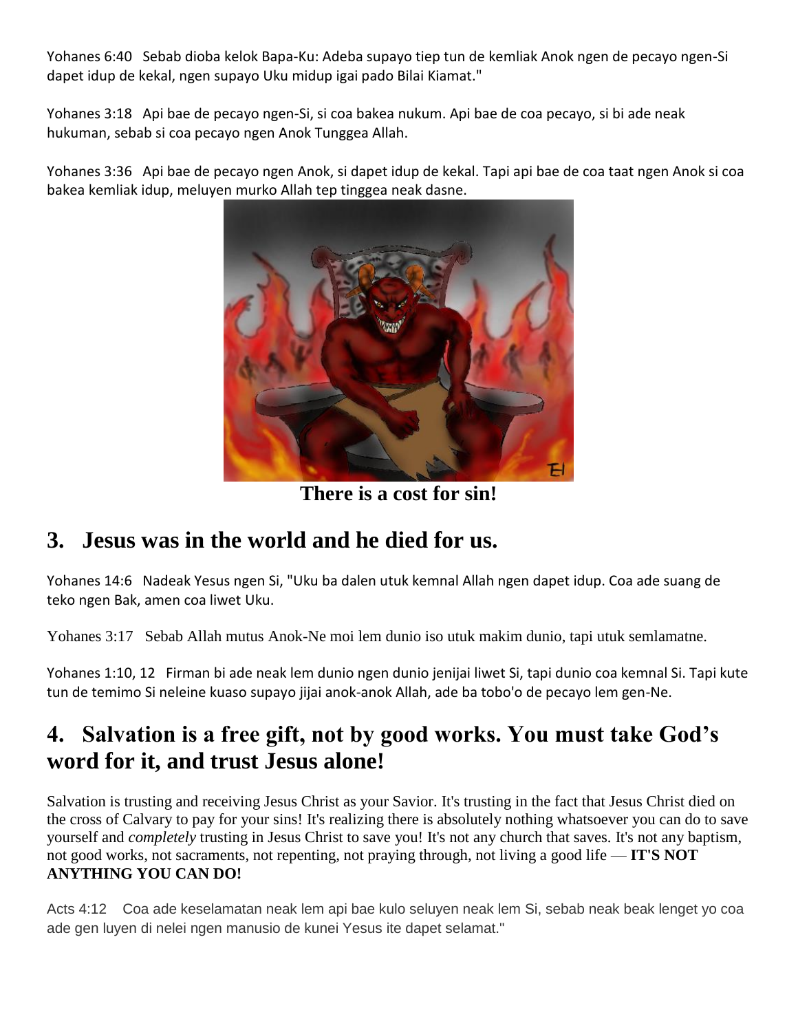Yohanes 6:40 Sebab dioba kelok Bapa-Ku: Adeba supayo tiep tun de kemliak Anok ngen de pecayo ngen-Si dapet idup de kekal, ngen supayo Uku midup igai pado Bilai Kiamat."

Yohanes 3:18 Api bae de pecayo ngen-Si, si coa bakea nukum. Api bae de coa pecayo, si bi ade neak hukuman, sebab si coa pecayo ngen Anok Tunggea Allah.

Yohanes 3:36 Api bae de pecayo ngen Anok, si dapet idup de kekal. Tapi api bae de coa taat ngen Anok si coa bakea kemliak idup, meluyen murko Allah tep tinggea neak dasne.

**There is a cost for sin!**

## 3. Jesus was in the world and he died for us.

Yohanes 14:6 Nadeak Yesus ngen Si, "Uku ba dalen utuk kemnal Allah ngen dapet idup. Coa ade suang de teko ngen Bak, amen coa liwet Uku.

Yohanes 3:17 Sebab Allah mutus Anok-Ne moi lem dunio iso utuk makim dunio, tapi utuk semlamatne.

Yohanes 1:10, 12 Firman bi ade neak lem dunio ngen dunio jenijai liwet Si, tapi dunio coa kemnal Si. Tapi kute tun de temimo Si neleine kuaso supayo jijai anok-anok Allah, ade ba tobo'o de pecayo lem gen-Ne.

## 4. Salvation is a free gift, not by good works. You must take God's word for it, and trust Jesus alone!

Salvation is trusting and receiving Jesus Christ as your Savior. It's trusting in the fact that Jesus Christ died on the cross of Calvary to pay for your sins! It's realizing there is absolutely nothing whatsoever you can do to save yourself and *completely* trusting in Jesus Christ to save you! It's not any church that saves. It's not any baptism, not good works, not sacraments, not repenting, not praying through, not living a good life — **IT'S NOT ANYTHING YOU CAN DO!**

Acts 4:12 Coa ade keselamatan neak lem api bae kulo seluyen neak lem Si, sebab neak beak lenget yo coa ade gen luyen di nelei ngen manusio de kunei Yesus ite dapet selamat."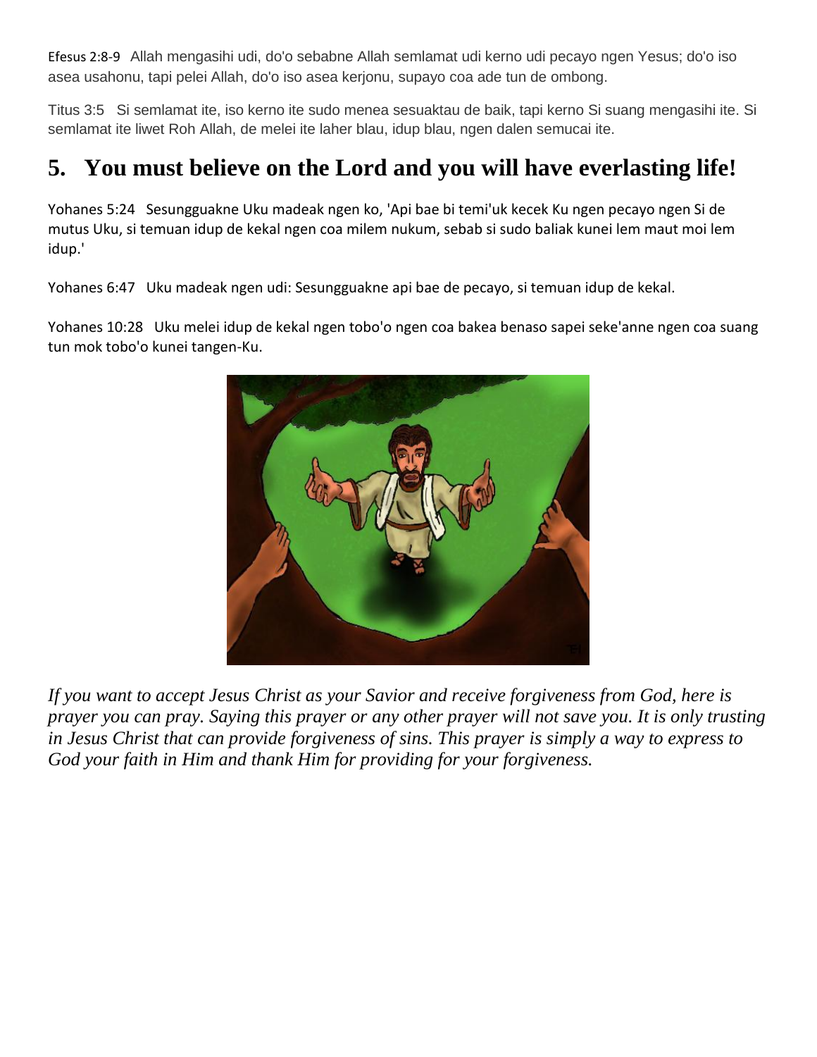Efesus 2:8-9 Allah mengasihi udi, do'o sebabne Allah semlamat udi kerno udi pecayo ngen Yesus; do'o iso asea usahonu, tapi pelei Allah, do'o iso asea kerjonu, supayo coa ade tun de ombong.

Titus 3:5 Si semlamat ite, iso kerno ite sudo menea sesuaktau de baik, tapi kerno Si suang mengasihi ite. Si semlamat ite liwet Roh Allah, de melei ite laher blau, idup blau, ngen dalen semucai ite.

## 5. You must believe on the Lord and you will have everlasting life!

Yohanes 5:24 Sesungguakne Uku madeak ngen ko, 'Api bae bi temi'uk kecek Ku ngen pecayo ngen Si de mutus Uku, si temuan idup de kekal ngen coa milem nukum, sebab si sudo baliak kunei lem maut moi lem idup.'

Yohanes 6:47 Uku madeak ngen udi: Sesungguakne api bae de pecayo, si temuan idup de kekal.

Yohanes 10:28 Uku melei idup de kekal ngen tobo'o ngen coa bakea benaso sapei seke'anne ngen coa suang tun mok tobo'o kunei tangen-Ku.

*If you want to accept Jesus Christ as your Savior and receive forgiveness from God, here is prayer you can pray. Saying this prayer or any other prayer will not save you. It is only trusting in Jesus Christ that can provide forgiveness of sins. This prayer is simply a way to express to God your faith in Him and thank Him for providing for your forgiveness.*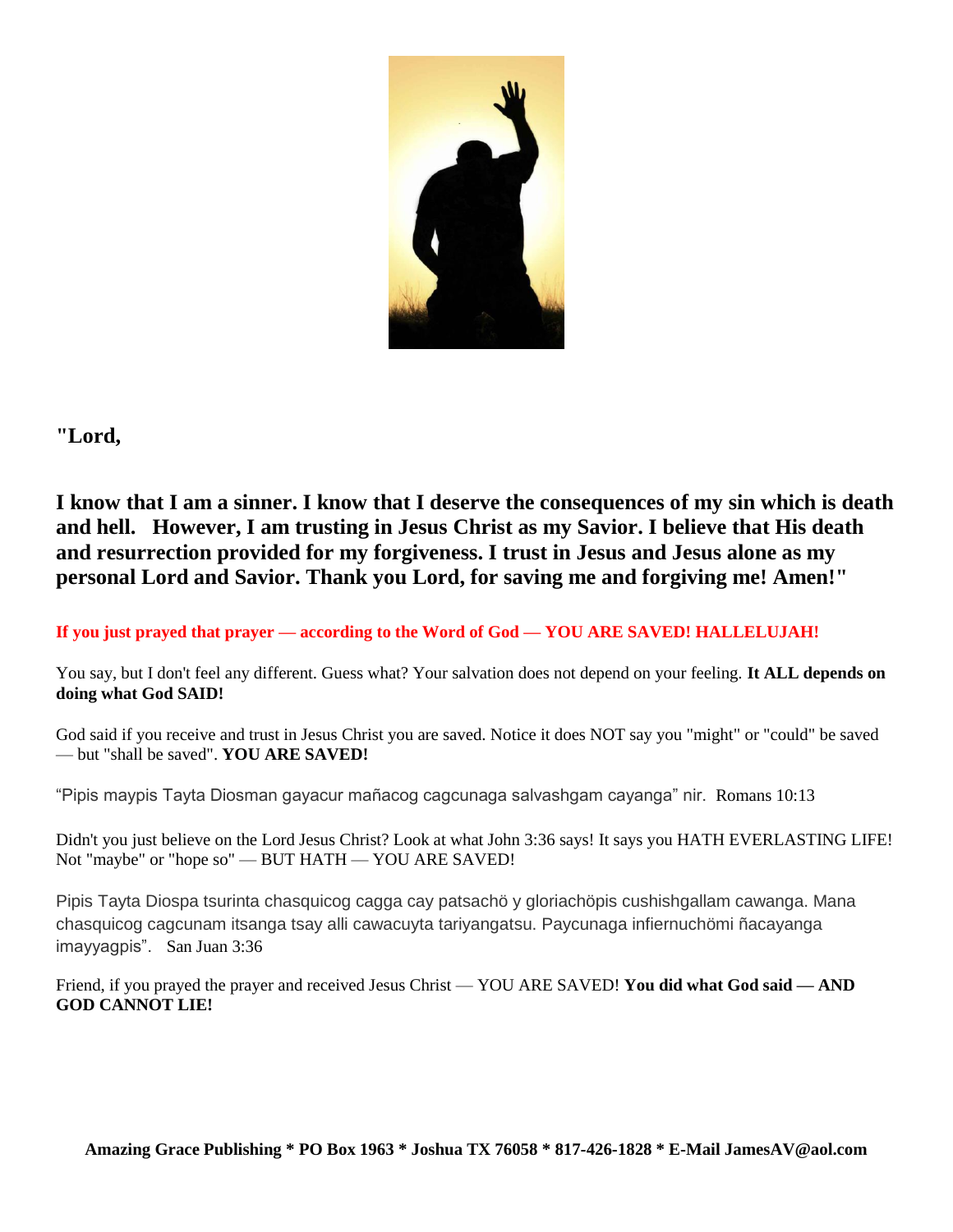**"Lord,**

**I know that I am a sinner. I know that I deserve the consequences of my sin which is death and hell. However, I am trusting in Jesus Christ as my Savior. I believe that His death and resurrection provided for my forgiveness. I trust in Jesus and Jesus alone as my personal Lord and Savior. Thank you Lord, for saving me and forgiving me! Amen!"**

**If you just prayed that prayer — according to the Word of God — YOU ARE SAVED! HALLELUJAH!**

You say, but I don't feel any different. Guess what? Your salvation does not depend on your feeling. **It ALL depends on doing what God SAID!**

God said if you receive and trust in Jesus Christ you are saved. Notice it does NOT say you "might" or "could" be saved — but "shall be saved". **YOU ARE SAVED!**

"Pipis maypis Tayta Diosman gayacur mañacog cagcunaga salvashgam cayanga" nir. Romans 10:13

Didn't you just believe on the Lord Jesus Christ? Look at what John 3:36 says! It says you HATH EVERLASTING LIFE! Not "maybe" or "hope so" — BUT HATH — YOU ARE SAVED!

Pipis Tayta Diospa tsurinta chasquicog cagga cay patsachö y gloriachöpis cushishgallam cawanga. Mana chasquicog cagcunam itsanga tsay alli cawacuyta tariyangatsu. Paycunaga infiernuchömi ñacayanga imayyagpis". San Juan 3:36

Friend, if you prayed the prayer and received Jesus Christ — YOU ARE SAVED! **You did what God said — AND GOD CANNOT LIE!**

**Amazing Grace Publishing * PO Box 1963 * Joshua TX 76058 * 817-426-1828 * E-Mail JamesAV@aol.com**